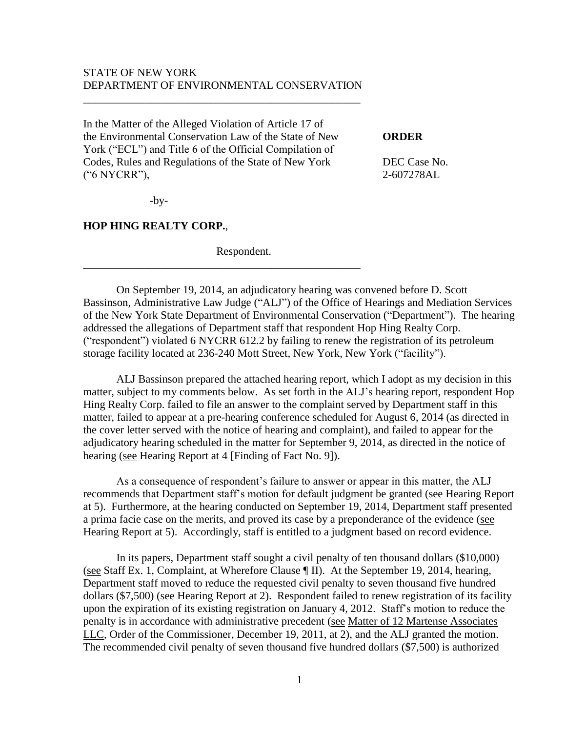STATE OF NEW YORK
DEPARTMENT OF ENVIRONMENTAL CONSERVATION

---

In the Matter of the Alleged Violation of Article 17 of the Environmental Conservation Law of the State of New York ("ECL") and Title 6 of the Official Compilation of Codes, Rules and Regulations of the State of New York ("6 NYCRR"),

-by-

**HOP HING REALTY CORP.**,

Respondent.

**ORDER**

DEC Case No. 2-607278AL

---

On September 19, 2014, an adjudicatory hearing was convened before D. Scott Bassinson, Administrative Law Judge ("ALJ") of the Office of Hearings and Mediation Services of the New York State Department of Environmental Conservation ("Department"). The hearing addressed the allegations of Department staff that respondent Hop Hing Realty Corp. ("respondent") violated 6 NYCRR 612.2 by failing to renew the registration of its petroleum storage facility located at 236-240 Mott Street, New York, New York ("facility").

ALJ Bassinson prepared the attached hearing report, which I adopt as my decision in this matter, subject to my comments below. As set forth in the ALJ's hearing report, respondent Hop Hing Realty Corp. failed to file an answer to the complaint served by Department staff in this matter, failed to appear at a pre-hearing conference scheduled for August 6, 2014 (as directed in the cover letter served with the notice of hearing and complaint), and failed to appear for the adjudicatory hearing scheduled in the matter for September 9, 2014, as directed in the notice of hearing (see Hearing Report at 4 [Finding of Fact No. 9]).

As a consequence of respondent's failure to answer or appear in this matter, the ALJ recommends that Department staff's motion for default judgment be granted (see Hearing Report at 5). Furthermore, at the hearing conducted on September 19, 2014, Department staff presented a prima facie case on the merits, and proved its case by a preponderance of the evidence (see Hearing Report at 5). Accordingly, staff is entitled to a judgment based on record evidence.

In its papers, Department staff sought a civil penalty of ten thousand dollars ($10,000) (see Staff Ex. 1, Complaint, at Wherefore Clause ¶ II). At the September 19, 2014, hearing, Department staff moved to reduce the requested civil penalty to seven thousand five hundred dollars ($7,500) (see Hearing Report at 2). Respondent failed to renew registration of its facility upon the expiration of its existing registration on January 4, 2012. Staff's motion to reduce the penalty is in accordance with administrative precedent (see Matter of 12 Martense Associates LLC, Order of the Commissioner, December 19, 2011, at 2), and the ALJ granted the motion. The recommended civil penalty of seven thousand five hundred dollars ($7,500) is authorized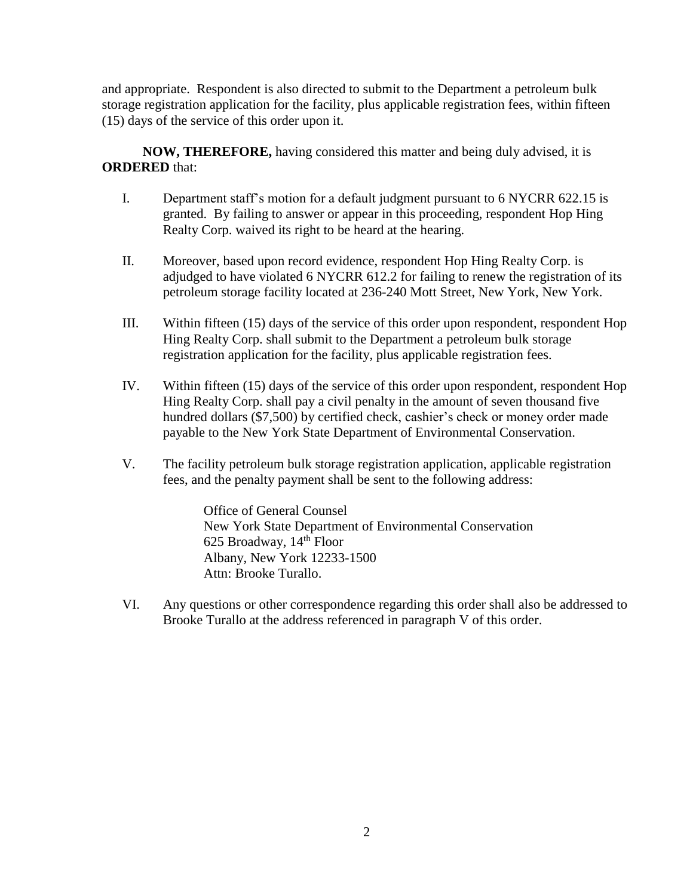and appropriate. Respondent is also directed to submit to the Department a petroleum bulk storage registration application for the facility, plus applicable registration fees, within fifteen (15) days of the service of this order upon it.

**NOW, THEREFORE,** having considered this matter and being duly advised, it is **ORDERED** that:

I. Department staff's motion for a default judgment pursuant to 6 NYCRR 622.15 is granted. By failing to answer or appear in this proceeding, respondent Hop Hing Realty Corp. waived its right to be heard at the hearing.

II. Moreover, based upon record evidence, respondent Hop Hing Realty Corp. is adjudged to have violated 6 NYCRR 612.2 for failing to renew the registration of its petroleum storage facility located at 236-240 Mott Street, New York, New York.

III. Within fifteen (15) days of the service of this order upon respondent, respondent Hop Hing Realty Corp. shall submit to the Department a petroleum bulk storage registration application for the facility, plus applicable registration fees.

IV. Within fifteen (15) days of the service of this order upon respondent, respondent Hop Hing Realty Corp. shall pay a civil penalty in the amount of seven thousand five hundred dollars ($7,500) by certified check, cashier's check or money order made payable to the New York State Department of Environmental Conservation.

V. The facility petroleum bulk storage registration application, applicable registration fees, and the penalty payment shall be sent to the following address:

   Office of General Counsel
   New York State Department of Environmental Conservation
   625 Broadway, 14th Floor
   Albany, New York 12233-1500
   Attn: Brooke Turallo.

VI. Any questions or other correspondence regarding this order shall also be addressed to Brooke Turallo at the address referenced in paragraph V of this order.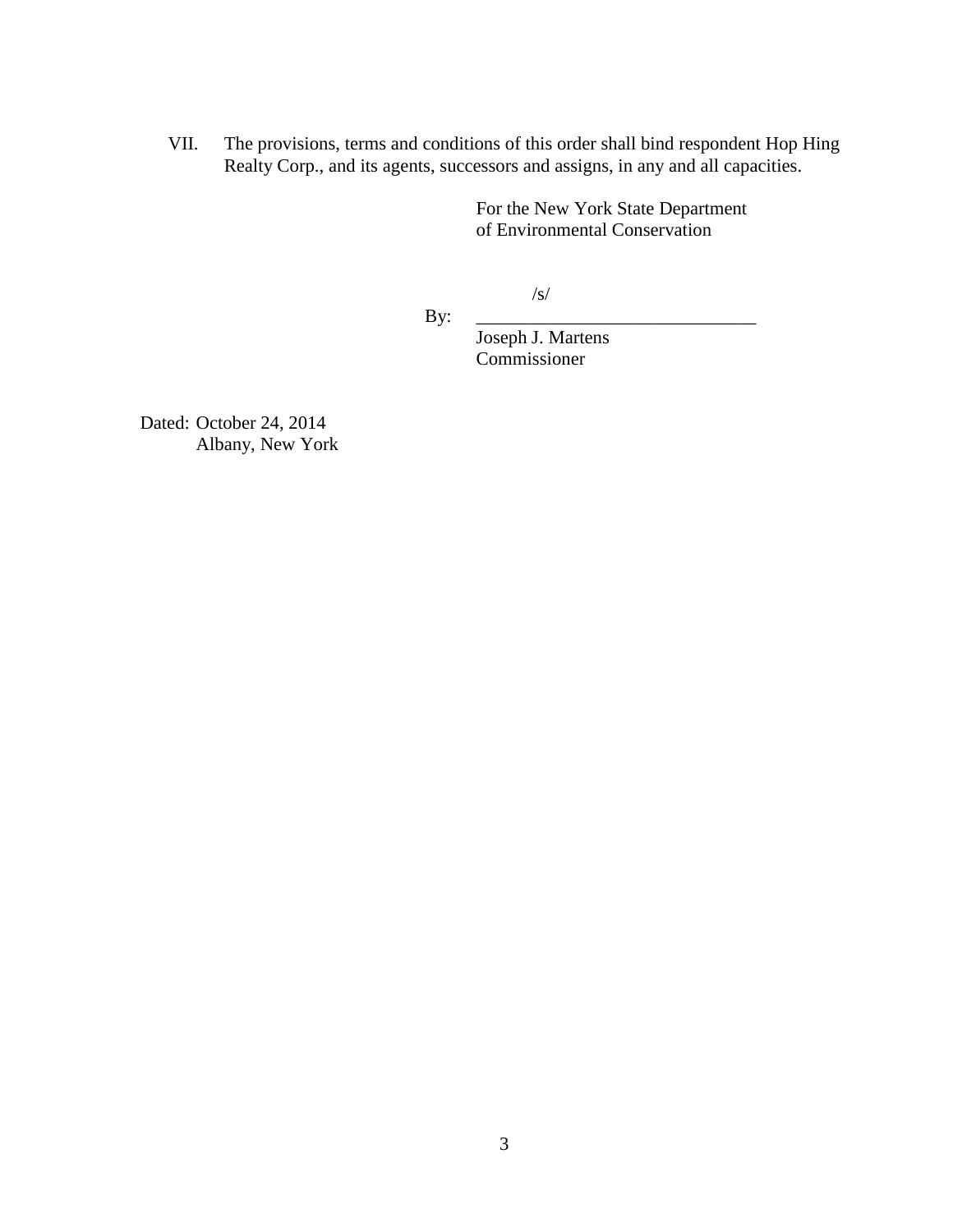VII. The provisions, terms and conditions of this order shall bind respondent Hop Hing Realty Corp., and its agents, successors and assigns, in any and all capacities.

For the New York State Department of Environmental Conservation

/s/

By: ______________________________

Joseph J. Martens
Commissioner

Dated: October 24, 2014
Albany, New York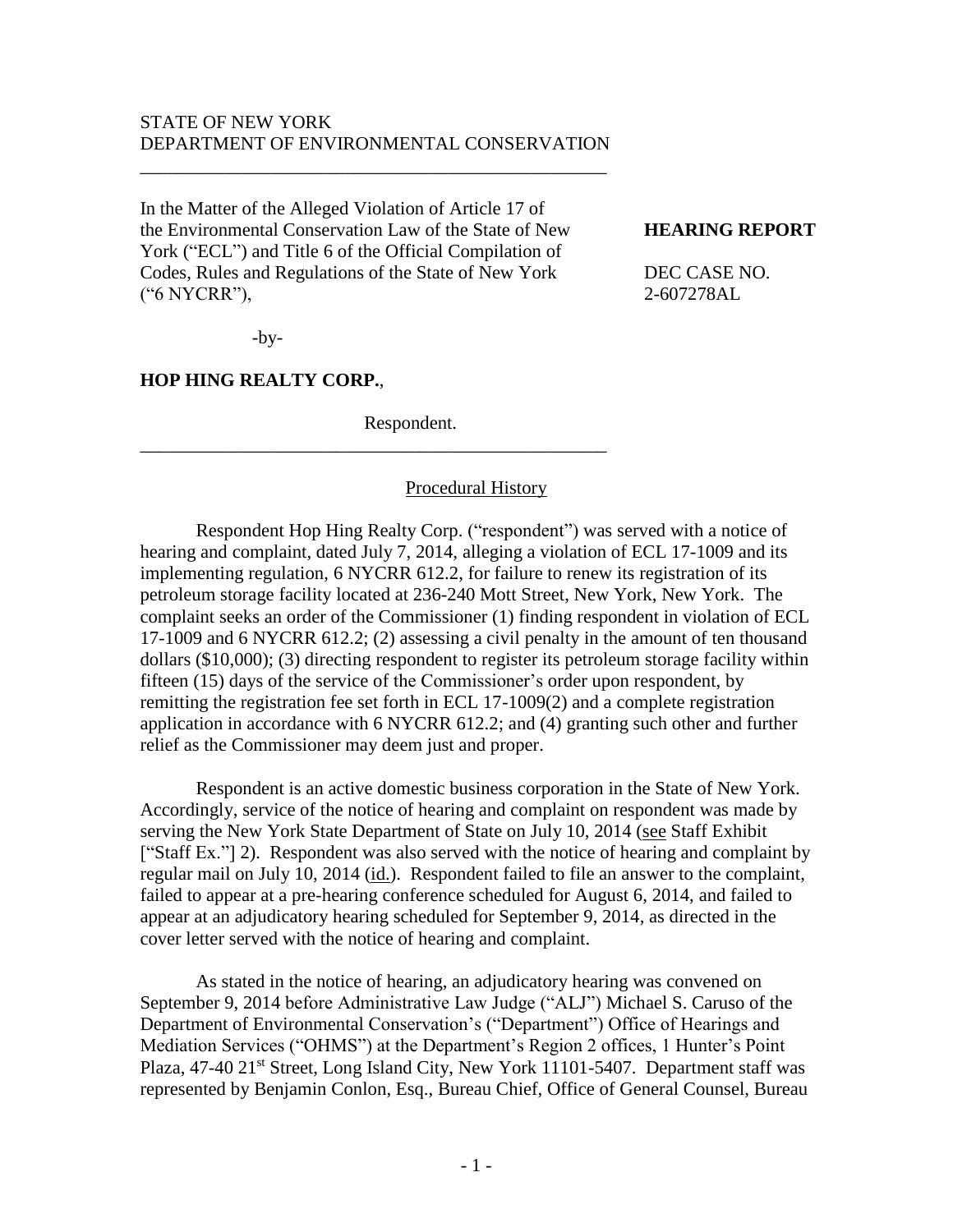STATE OF NEW YORK
DEPARTMENT OF ENVIRONMENTAL CONSERVATION

---

In the Matter of the Alleged Violation of Article 17 of the Environmental Conservation Law of the State of New York ("ECL") and Title 6 of the Official Compilation of Codes, Rules and Regulations of the State of New York ("6 NYCRR"),

-by-

**HOP HING REALTY CORP.**,

Respondent.

**HEARING REPORT**

DEC CASE NO.
2-607278AL

---

## Procedural History

Respondent Hop Hing Realty Corp. ("respondent") was served with a notice of hearing and complaint, dated July 7, 2014, alleging a violation of ECL 17-1009 and its implementing regulation, 6 NYCRR 612.2, for failure to renew its registration of its petroleum storage facility located at 236-240 Mott Street, New York, New York. The complaint seeks an order of the Commissioner (1) finding respondent in violation of ECL 17-1009 and 6 NYCRR 612.2; (2) assessing a civil penalty in the amount of ten thousand dollars ($10,000); (3) directing respondent to register its petroleum storage facility within fifteen (15) days of the service of the Commissioner's order upon respondent, by remitting the registration fee set forth in ECL 17-1009(2) and a complete registration application in accordance with 6 NYCRR 612.2; and (4) granting such other and further relief as the Commissioner may deem just and proper.

Respondent is an active domestic business corporation in the State of New York. Accordingly, service of the notice of hearing and complaint on respondent was made by serving the New York State Department of State on July 10, 2014 (see Staff Exhibit ["Staff Ex."] 2). Respondent was also served with the notice of hearing and complaint by regular mail on July 10, 2014 (id.). Respondent failed to file an answer to the complaint, failed to appear at a pre-hearing conference scheduled for August 6, 2014, and failed to appear at an adjudicatory hearing scheduled for September 9, 2014, as directed in the cover letter served with the notice of hearing and complaint.

As stated in the notice of hearing, an adjudicatory hearing was convened on September 9, 2014 before Administrative Law Judge ("ALJ") Michael S. Caruso of the Department of Environmental Conservation's ("Department") Office of Hearings and Mediation Services ("OHMS") at the Department's Region 2 offices, 1 Hunter's Point Plaza, 47-40 21st Street, Long Island City, New York 11101-5407. Department staff was represented by Benjamin Conlon, Esq., Bureau Chief, Office of General Counsel, Bureau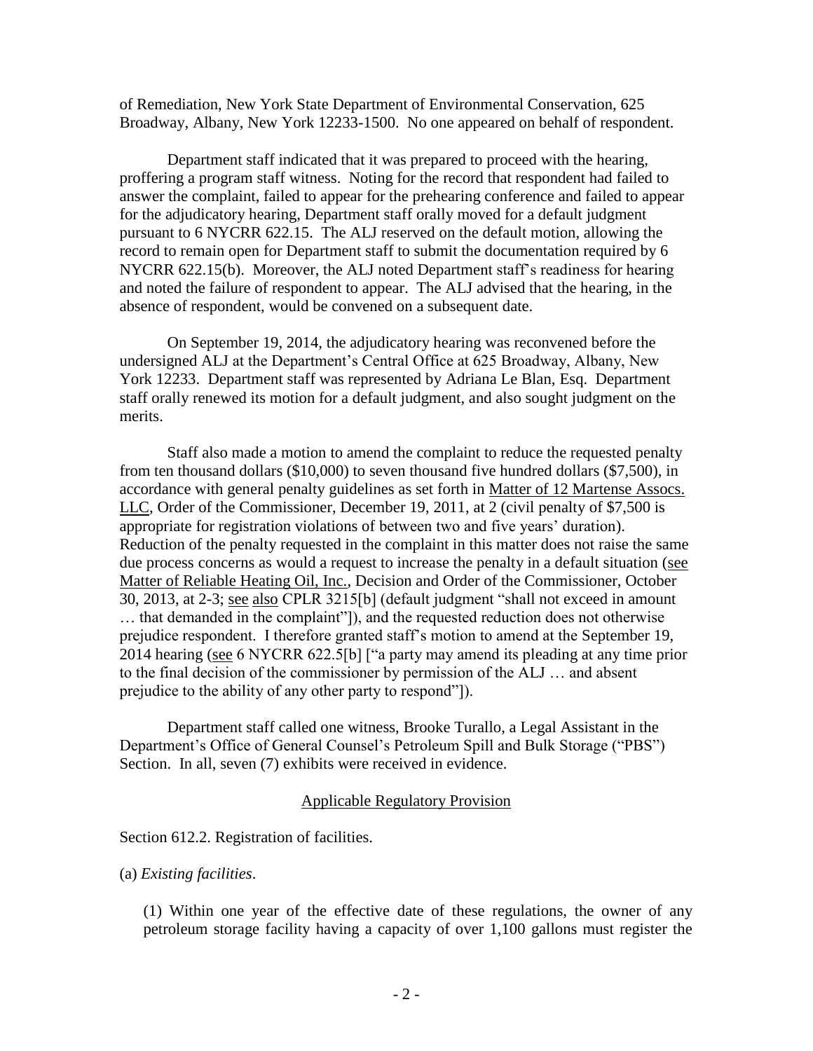of Remediation, New York State Department of Environmental Conservation, 625 Broadway, Albany, New York 12233-1500. No one appeared on behalf of respondent.

Department staff indicated that it was prepared to proceed with the hearing, proffering a program staff witness. Noting for the record that respondent had failed to answer the complaint, failed to appear for the prehearing conference and failed to appear for the adjudicatory hearing, Department staff orally moved for a default judgment pursuant to 6 NYCRR 622.15. The ALJ reserved on the default motion, allowing the record to remain open for Department staff to submit the documentation required by 6 NYCRR 622.15(b). Moreover, the ALJ noted Department staff's readiness for hearing and noted the failure of respondent to appear. The ALJ advised that the hearing, in the absence of respondent, would be convened on a subsequent date.

On September 19, 2014, the adjudicatory hearing was reconvened before the undersigned ALJ at the Department's Central Office at 625 Broadway, Albany, New York 12233. Department staff was represented by Adriana Le Blan, Esq. Department staff orally renewed its motion for a default judgment, and also sought judgment on the merits.

Staff also made a motion to amend the complaint to reduce the requested penalty from ten thousand dollars ($10,000) to seven thousand five hundred dollars ($7,500), in accordance with general penalty guidelines as set forth in Matter of 12 Martense Assocs. LLC, Order of the Commissioner, December 19, 2011, at 2 (civil penalty of $7,500 is appropriate for registration violations of between two and five years' duration). Reduction of the penalty requested in the complaint in this matter does not raise the same due process concerns as would a request to increase the penalty in a default situation (see Matter of Reliable Heating Oil, Inc., Decision and Order of the Commissioner, October 30, 2013, at 2-3; see also CPLR 3215[b] (default judgment "shall not exceed in amount … that demanded in the complaint"]), and the requested reduction does not otherwise prejudice respondent. I therefore granted staff's motion to amend at the September 19, 2014 hearing (see 6 NYCRR 622.5[b] ["a party may amend its pleading at any time prior to the final decision of the commissioner by permission of the ALJ … and absent prejudice to the ability of any other party to respond"]).

Department staff called one witness, Brooke Turallo, a Legal Assistant in the Department's Office of General Counsel's Petroleum Spill and Bulk Storage ("PBS") Section. In all, seven (7) exhibits were received in evidence.

## Applicable Regulatory Provision

Section 612.2. Registration of facilities.

(a) *Existing facilities*.

(1) Within one year of the effective date of these regulations, the owner of any petroleum storage facility having a capacity of over 1,100 gallons must register the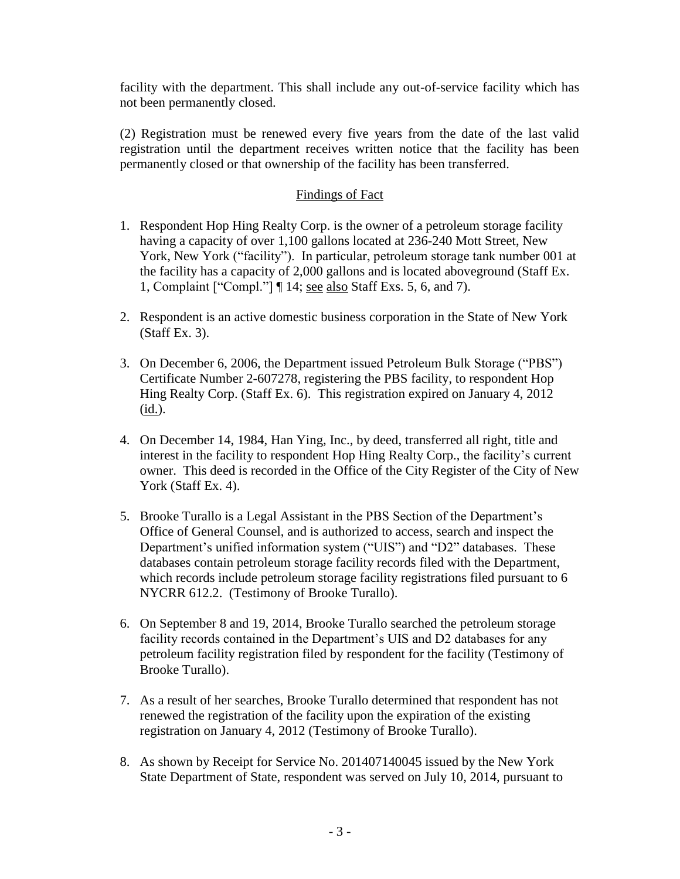facility with the department. This shall include any out-of-service facility which has not been permanently closed.

(2) Registration must be renewed every five years from the date of the last valid registration until the department receives written notice that the facility has been permanently closed or that ownership of the facility has been transferred.

## Findings of Fact

1. Respondent Hop Hing Realty Corp. is the owner of a petroleum storage facility having a capacity of over 1,100 gallons located at 236-240 Mott Street, New York, New York ("facility"). In particular, petroleum storage tank number 001 at the facility has a capacity of 2,000 gallons and is located aboveground (Staff Ex. 1, Complaint ["Compl."] ¶ 14; see also Staff Exs. 5, 6, and 7).

2. Respondent is an active domestic business corporation in the State of New York (Staff Ex. 3).

3. On December 6, 2006, the Department issued Petroleum Bulk Storage ("PBS") Certificate Number 2-607278, registering the PBS facility, to respondent Hop Hing Realty Corp. (Staff Ex. 6). This registration expired on January 4, 2012 (id.).

4. On December 14, 1984, Han Ying, Inc., by deed, transferred all right, title and interest in the facility to respondent Hop Hing Realty Corp., the facility's current owner. This deed is recorded in the Office of the City Register of the City of New York (Staff Ex. 4).

5. Brooke Turallo is a Legal Assistant in the PBS Section of the Department's Office of General Counsel, and is authorized to access, search and inspect the Department's unified information system ("UIS") and "D2" databases. These databases contain petroleum storage facility records filed with the Department, which records include petroleum storage facility registrations filed pursuant to 6 NYCRR 612.2. (Testimony of Brooke Turallo).

6. On September 8 and 19, 2014, Brooke Turallo searched the petroleum storage facility records contained in the Department's UIS and D2 databases for any petroleum facility registration filed by respondent for the facility (Testimony of Brooke Turallo).

7. As a result of her searches, Brooke Turallo determined that respondent has not renewed the registration of the facility upon the expiration of the existing registration on January 4, 2012 (Testimony of Brooke Turallo).

8. As shown by Receipt for Service No. 201407140045 issued by the New York State Department of State, respondent was served on July 10, 2014, pursuant to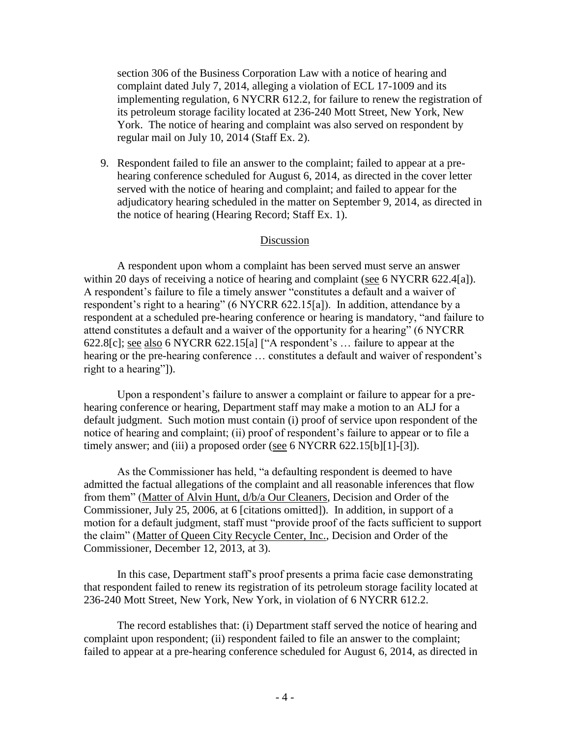section 306 of the Business Corporation Law with a notice of hearing and complaint dated July 7, 2014, alleging a violation of ECL 17-1009 and its implementing regulation, 6 NYCRR 612.2, for failure to renew the registration of its petroleum storage facility located at 236-240 Mott Street, New York, New York. The notice of hearing and complaint was also served on respondent by regular mail on July 10, 2014 (Staff Ex. 2).

9. Respondent failed to file an answer to the complaint; failed to appear at a pre-hearing conference scheduled for August 6, 2014, as directed in the cover letter served with the notice of hearing and complaint; and failed to appear for the adjudicatory hearing scheduled in the matter on September 9, 2014, as directed in the notice of hearing (Hearing Record; Staff Ex. 1).

## Discussion

A respondent upon whom a complaint has been served must serve an answer within 20 days of receiving a notice of hearing and complaint (see 6 NYCRR 622.4[a]). A respondent's failure to file a timely answer "constitutes a default and a waiver of respondent's right to a hearing" (6 NYCRR 622.15[a]). In addition, attendance by a respondent at a scheduled pre-hearing conference or hearing is mandatory, "and failure to attend constitutes a default and a waiver of the opportunity for a hearing" (6 NYCRR 622.8[c]; see also 6 NYCRR 622.15[a] ["A respondent's … failure to appear at the hearing or the pre-hearing conference … constitutes a default and waiver of respondent's right to a hearing"]).

Upon a respondent's failure to answer a complaint or failure to appear for a pre-hearing conference or hearing, Department staff may make a motion to an ALJ for a default judgment. Such motion must contain (i) proof of service upon respondent of the notice of hearing and complaint; (ii) proof of respondent's failure to appear or to file a timely answer; and (iii) a proposed order (see 6 NYCRR 622.15[b][1]-[3]).

As the Commissioner has held, "a defaulting respondent is deemed to have admitted the factual allegations of the complaint and all reasonable inferences that flow from them" (Matter of Alvin Hunt, d/b/a Our Cleaners, Decision and Order of the Commissioner, July 25, 2006, at 6 [citations omitted]). In addition, in support of a motion for a default judgment, staff must "provide proof of the facts sufficient to support the claim" (Matter of Queen City Recycle Center, Inc., Decision and Order of the Commissioner, December 12, 2013, at 3).

In this case, Department staff's proof presents a prima facie case demonstrating that respondent failed to renew its registration of its petroleum storage facility located at 236-240 Mott Street, New York, New York, in violation of 6 NYCRR 612.2.

The record establishes that: (i) Department staff served the notice of hearing and complaint upon respondent; (ii) respondent failed to file an answer to the complaint; failed to appear at a pre-hearing conference scheduled for August 6, 2014, as directed in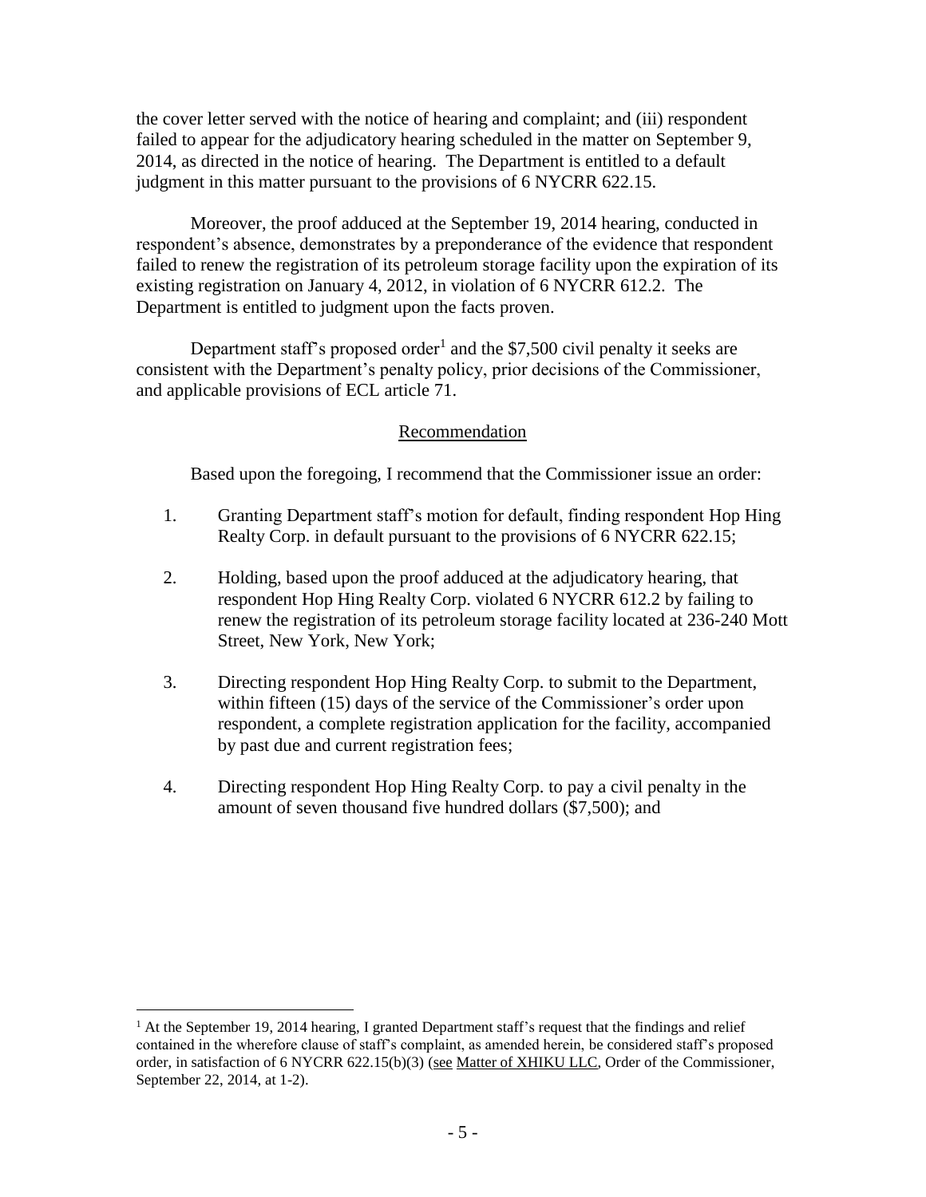the cover letter served with the notice of hearing and complaint; and (iii) respondent failed to appear for the adjudicatory hearing scheduled in the matter on September 9, 2014, as directed in the notice of hearing. The Department is entitled to a default judgment in this matter pursuant to the provisions of 6 NYCRR 622.15.

Moreover, the proof adduced at the September 19, 2014 hearing, conducted in respondent's absence, demonstrates by a preponderance of the evidence that respondent failed to renew the registration of its petroleum storage facility upon the expiration of its existing registration on January 4, 2012, in violation of 6 NYCRR 612.2. The Department is entitled to judgment upon the facts proven.

Department staff's proposed order[1] and the $7,500 civil penalty it seeks are consistent with the Department's penalty policy, prior decisions of the Commissioner, and applicable provisions of ECL article 71.

## Recommendation

Based upon the foregoing, I recommend that the Commissioner issue an order:

1. Granting Department staff's motion for default, finding respondent Hop Hing Realty Corp. in default pursuant to the provisions of 6 NYCRR 622.15;

2. Holding, based upon the proof adduced at the adjudicatory hearing, that respondent Hop Hing Realty Corp. violated 6 NYCRR 612.2 by failing to renew the registration of its petroleum storage facility located at 236-240 Mott Street, New York, New York;

3. Directing respondent Hop Hing Realty Corp. to submit to the Department, within fifteen (15) days of the service of the Commissioner's order upon respondent, a complete registration application for the facility, accompanied by past due and current registration fees;

4. Directing respondent Hop Hing Realty Corp. to pay a civil penalty in the amount of seven thousand five hundred dollars ($7,500); and

---

[1] At the September 19, 2014 hearing, I granted Department staff's request that the findings and relief contained in the wherefore clause of staff's complaint, as amended herein, be considered staff's proposed order, in satisfaction of 6 NYCRR 622.15(b)(3) (see Matter of XHIKU LLC, Order of the Commissioner, September 22, 2014, at 1-2).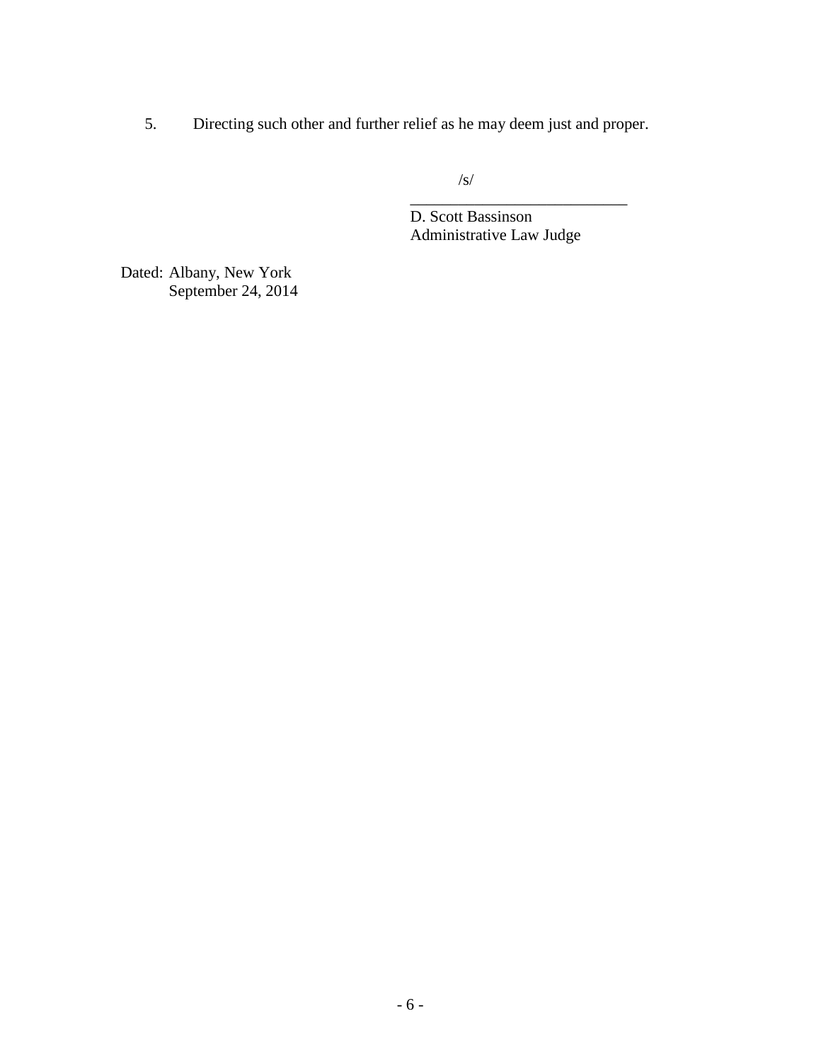5. Directing such other and further relief as he may deem just and proper.

/s/

_____________________________

D. Scott Bassinson
Administrative Law Judge

Dated: Albany, New York
September 24, 2014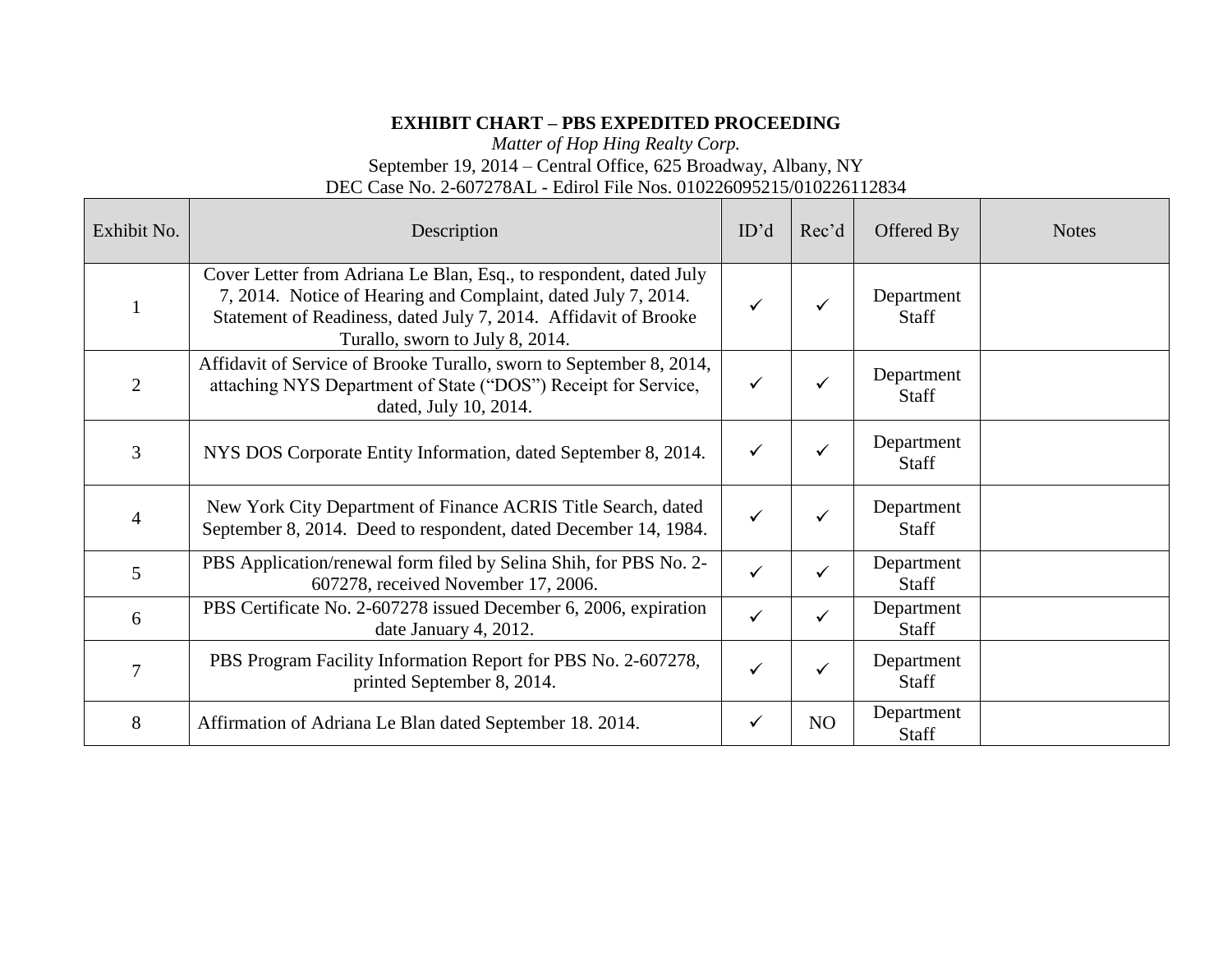**EXHIBIT CHART – PBS EXPEDITED PROCEEDING**

*Matter of Hop Hing Realty Corp.*

September 19, 2014 – Central Office, 625 Broadway, Albany, NY

DEC Case No. 2-607278AL - Edirol File Nos. 010226095215/010226112834

| Exhibit No. | Description | ID'd | Rec'd | Offered By | Notes |
|---|---|---|---|---|---|
| 1 | Cover Letter from Adriana Le Blan, Esq., to respondent, dated July 7, 2014. Notice of Hearing and Complaint, dated July 7, 2014. Statement of Readiness, dated July 7, 2014. Affidavit of Brooke Turallo, sworn to July 8, 2014. | ✓ | ✓ | Department Staff | |
| 2 | Affidavit of Service of Brooke Turallo, sworn to September 8, 2014, attaching NYS Department of State ("DOS") Receipt for Service, dated, July 10, 2014. | ✓ | ✓ | Department Staff | |
| 3 | NYS DOS Corporate Entity Information, dated September 8, 2014. | ✓ | ✓ | Department Staff | |
| 4 | New York City Department of Finance ACRIS Title Search, dated September 8, 2014. Deed to respondent, dated December 14, 1984. | ✓ | ✓ | Department Staff | |
| 5 | PBS Application/renewal form filed by Selina Shih, for PBS No. 2-607278, received November 17, 2006. | ✓ | ✓ | Department Staff | |
| 6 | PBS Certificate No. 2-607278 issued December 6, 2006, expiration date January 4, 2012. | ✓ | ✓ | Department Staff | |
| 7 | PBS Program Facility Information Report for PBS No. 2-607278, printed September 8, 2014. | ✓ | ✓ | Department Staff | |
| 8 | Affirmation of Adriana Le Blan dated September 18. 2014. | ✓ | NO | Department Staff | |